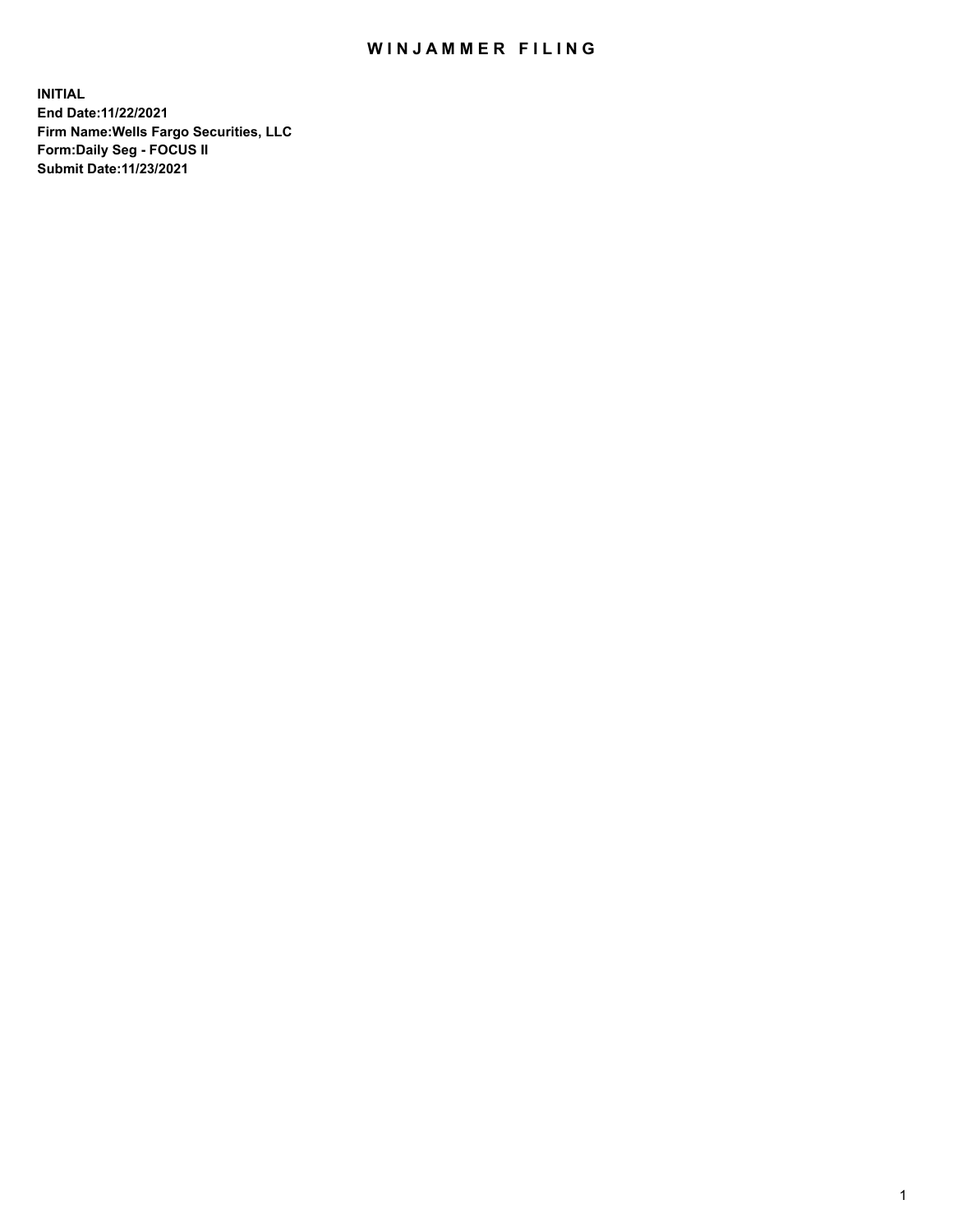# WINJAMMER FILING

**INITIAL**
**End Date:11/22/2021**
**Firm Name:Wells Fargo Securities, LLC**
**Form:Daily Seg - FOCUS II**
**Submit Date:11/23/2021**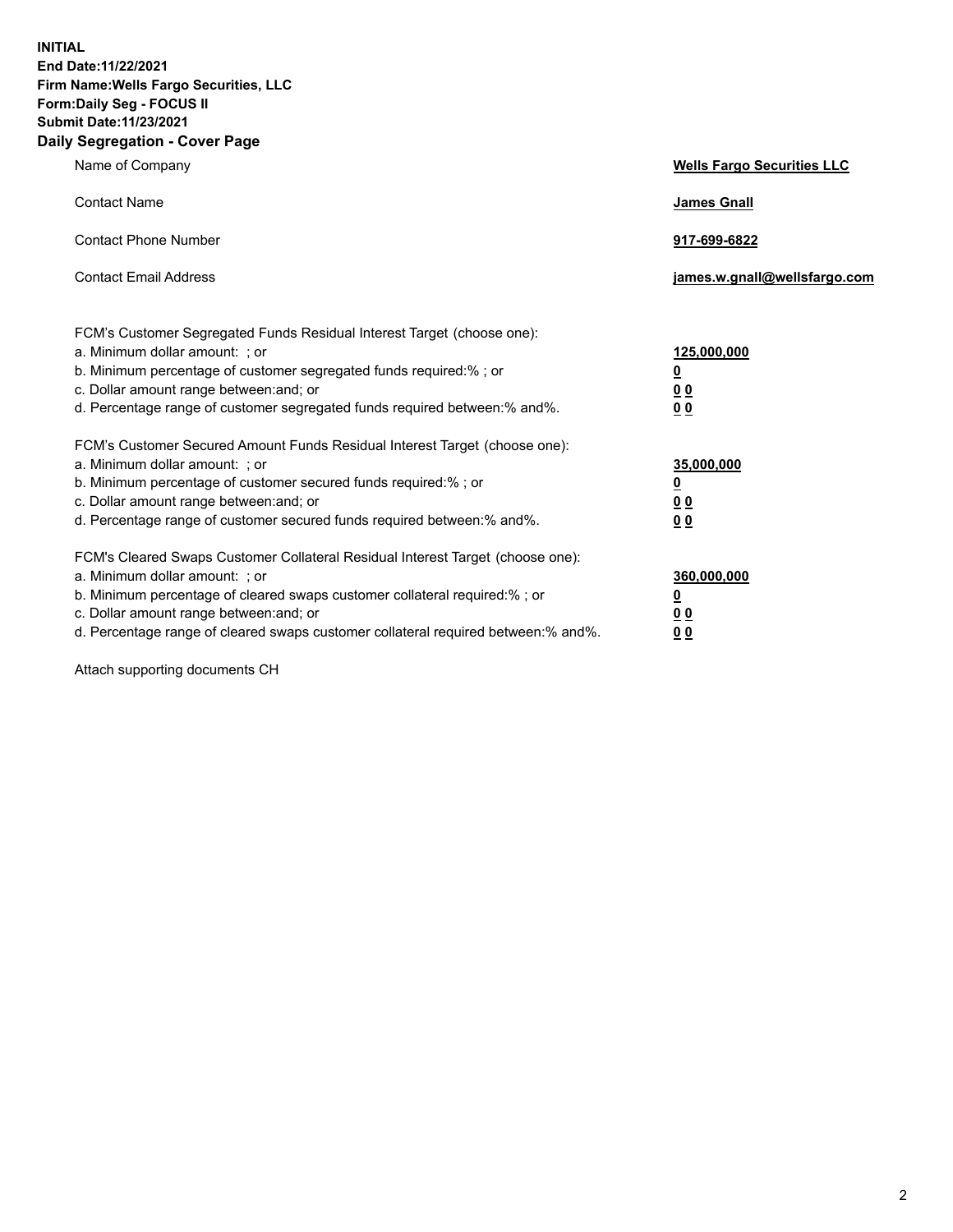**INITIAL**
**End Date:11/22/2021**
**Firm Name:Wells Fargo Securities, LLC**
**Form:Daily Seg - FOCUS II**
**Submit Date:11/23/2021**

## Daily Segregation - Cover Page

| | |
|---|---|
| Name of Company | **Wells Fargo Securities LLC** |
| Contact Name | **James Gnall** |
| Contact Phone Number | **917-699-6822** |
| Contact Email Address | **james.w.gnall@wellsfargo.com** |

| | |
|---|---|
| FCM's Customer Segregated Funds Residual Interest Target (choose one): | |
| a. Minimum dollar amount: ; or | **125,000,000** |
| b. Minimum percentage of customer segregated funds required:% ; or | **0** |
| c. Dollar amount range between:and; or | **0 0** |
| d. Percentage range of customer segregated funds required between:% and%. | **0 0** |

| | |
|---|---|
| FCM's Customer Secured Amount Funds Residual Interest Target (choose one): | |
| a. Minimum dollar amount: ; or | **35,000,000** |
| b. Minimum percentage of customer secured funds required:% ; or | **0** |
| c. Dollar amount range between:and; or | **0 0** |
| d. Percentage range of customer secured funds required between:% and%. | **0 0** |

| | |
|---|---|
| FCM's Cleared Swaps Customer Collateral Residual Interest Target (choose one): | |
| a. Minimum dollar amount: ; or | **360,000,000** |
| b. Minimum percentage of cleared swaps customer collateral required:% ; or | **0** |
| c. Dollar amount range between:and; or | **0 0** |
| d. Percentage range of cleared swaps customer collateral required between:% and%. | **0 0** |

Attach supporting documents CH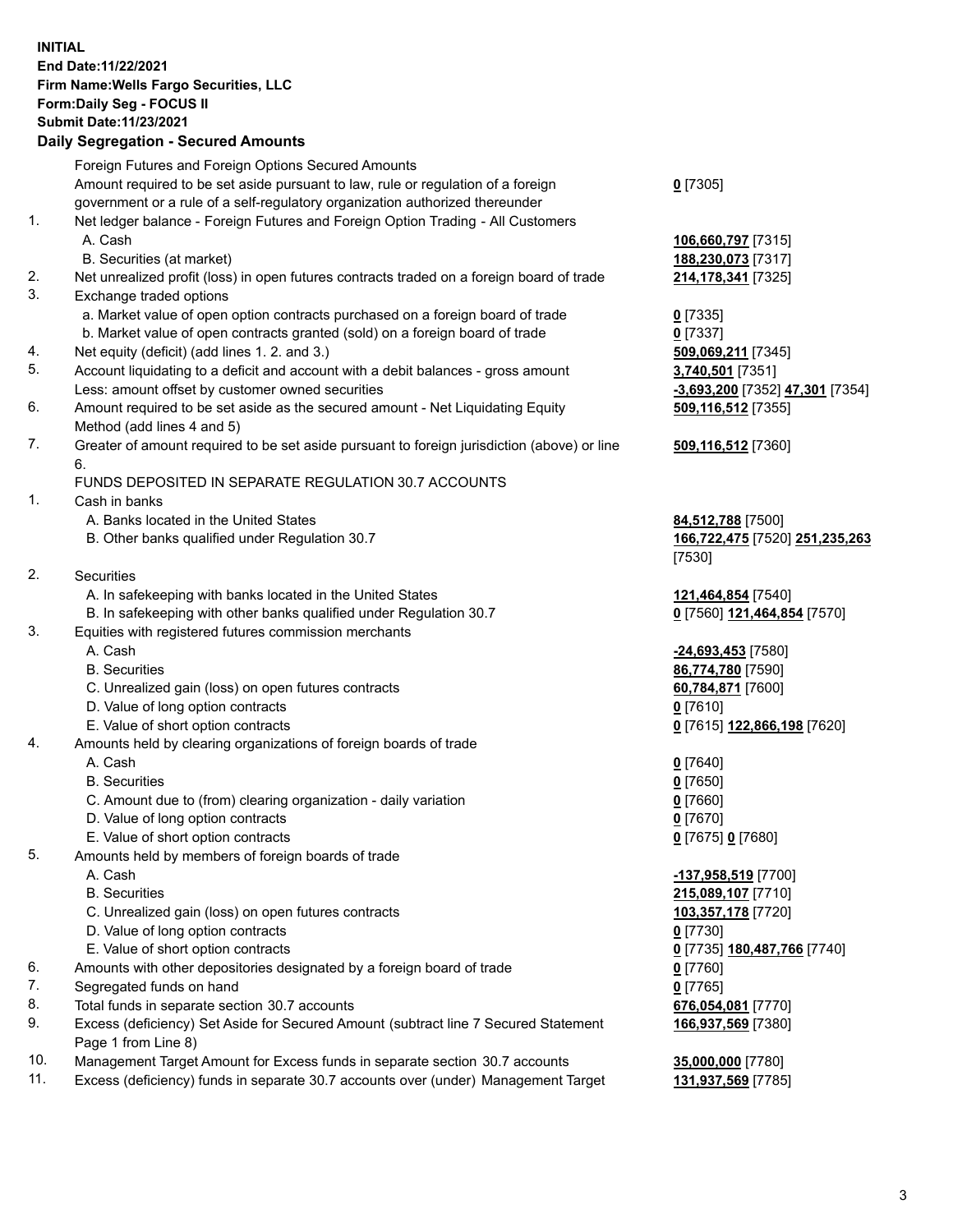**INITIAL**
**End Date:11/22/2021**
**Firm Name:Wells Fargo Securities, LLC**
**Form:Daily Seg - FOCUS II**
**Submit Date:11/23/2021**

### Daily Segregation - Secured Amounts

| | | |
|---|---|---|
| | Foreign Futures and Foreign Options Secured Amounts | |
| | Amount required to be set aside pursuant to law, rule or regulation of a foreign government or a rule of a self-regulatory organization authorized thereunder | **0** [7305] |
| 1. | Net ledger balance - Foreign Futures and Foreign Option Trading - All Customers | |
| | A. Cash | **106,660,797** [7315] |
| | B. Securities (at market) | **188,230,073** [7317] |
| 2. | Net unrealized profit (loss) in open futures contracts traded on a foreign board of trade | **214,178,341** [7325] |
| 3. | Exchange traded options | |
| | a. Market value of open option contracts purchased on a foreign board of trade | **0** [7335] |
| | b. Market value of open contracts granted (sold) on a foreign board of trade | **0** [7337] |
| 4. | Net equity (deficit) (add lines 1. 2. and 3.) | **509,069,211** [7345] |
| 5. | Account liquidating to a deficit and account with a debit balances - gross amount | **3,740,501** [7351] |
| | Less: amount offset by customer owned securities | **-3,693,200** [7352] **47,301** [7354] |
| 6. | Amount required to be set aside as the secured amount - Net Liquidating Equity Method (add lines 4 and 5) | **509,116,512** [7355] |
| 7. | Greater of amount required to be set aside pursuant to foreign jurisdiction (above) or line 6. | **509,116,512** [7360] |
| | FUNDS DEPOSITED IN SEPARATE REGULATION 30.7 ACCOUNTS | |
| 1. | Cash in banks | |
| | A. Banks located in the United States | **84,512,788** [7500] |
| | B. Other banks qualified under Regulation 30.7 | **166,722,475** [7520] **251,235,263** [7530] |
| 2. | Securities | |
| | A. In safekeeping with banks located in the United States | **121,464,854** [7540] |
| | B. In safekeeping with other banks qualified under Regulation 30.7 | **0** [7560] **121,464,854** [7570] |
| 3. | Equities with registered futures commission merchants | |
| | A. Cash | **-24,693,453** [7580] |
| | B. Securities | **86,774,780** [7590] |
| | C. Unrealized gain (loss) on open futures contracts | **60,784,871** [7600] |
| | D. Value of long option contracts | **0** [7610] |
| | E. Value of short option contracts | **0** [7615] **122,866,198** [7620] |
| 4. | Amounts held by clearing organizations of foreign boards of trade | |
| | A. Cash | **0** [7640] |
| | B. Securities | **0** [7650] |
| | C. Amount due to (from) clearing organization - daily variation | **0** [7660] |
| | D. Value of long option contracts | **0** [7670] |
| | E. Value of short option contracts | **0** [7675] **0** [7680] |
| 5. | Amounts held by members of foreign boards of trade | |
| | A. Cash | **-137,958,519** [7700] |
| | B. Securities | **215,089,107** [7710] |
| | C. Unrealized gain (loss) on open futures contracts | **103,357,178** [7720] |
| | D. Value of long option contracts | **0** [7730] |
| | E. Value of short option contracts | **0** [7735] **180,487,766** [7740] |
| 6. | Amounts with other depositories designated by a foreign board of trade | **0** [7760] |
| 7. | Segregated funds on hand | **0** [7765] |
| 8. | Total funds in separate section 30.7 accounts | **676,054,081** [7770] |
| 9. | Excess (deficiency) Set Aside for Secured Amount (subtract line 7 Secured Statement Page 1 from Line 8) | **166,937,569** [7380] |
| 10. | Management Target Amount for Excess funds in separate section 30.7 accounts | **35,000,000** [7780] |
| 11. | Excess (deficiency) funds in separate 30.7 accounts over (under) Management Target | **131,937,569** [7785] |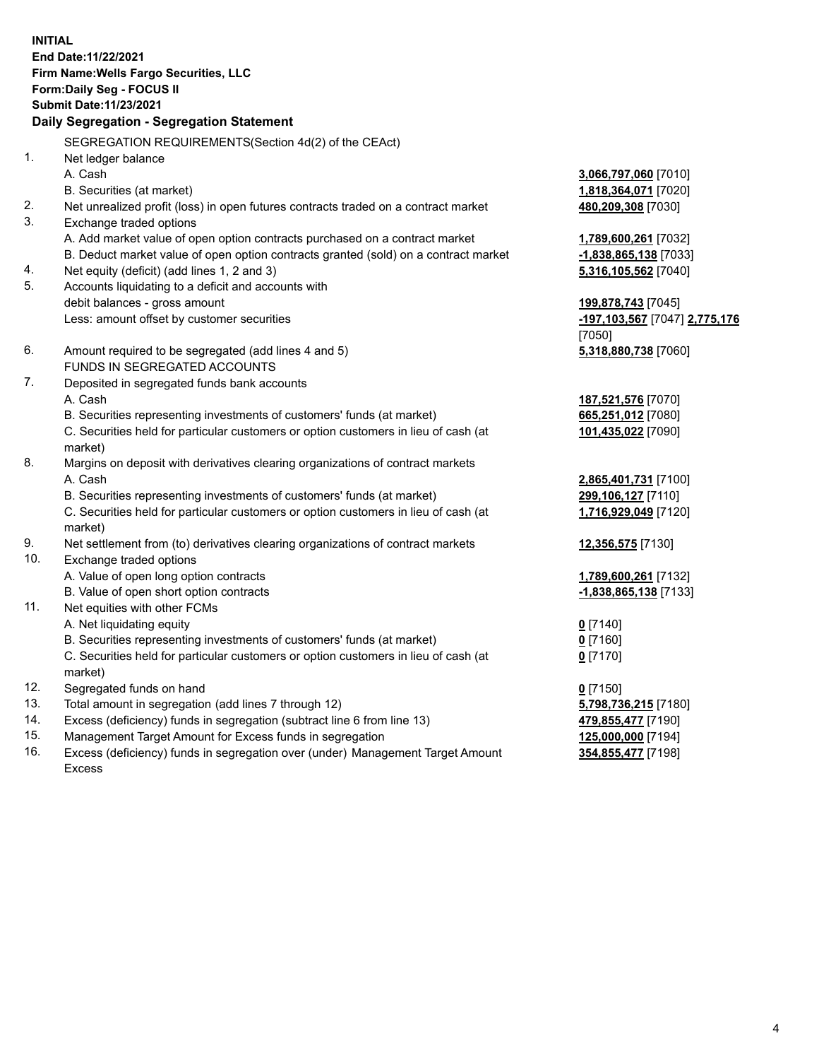**INITIAL**
**End Date:11/22/2021**
**Firm Name:Wells Fargo Securities, LLC**
**Form:Daily Seg - FOCUS II**
**Submit Date:11/23/2021**

## Daily Segregation - Segregation Statement

SEGREGATION REQUIREMENTS(Section 4d(2) of the CEAct)

| | | |
|---|---|---|
| 1. | Net ledger balance | |
| | A. Cash | **3,066,797,060** [7010] |
| | B. Securities (at market) | **1,818,364,071** [7020] |
| 2. | Net unrealized profit (loss) in open futures contracts traded on a contract market | **480,209,308** [7030] |
| 3. | Exchange traded options | |
| | A. Add market value of open option contracts purchased on a contract market | **1,789,600,261** [7032] |
| | B. Deduct market value of open option contracts granted (sold) on a contract market | **-1,838,865,138** [7033] |
| 4. | Net equity (deficit) (add lines 1, 2 and 3) | **5,316,105,562** [7040] |
| 5. | Accounts liquidating to a deficit and accounts with debit balances - gross amount | **199,878,743** [7045] |
| | Less: amount offset by customer securities | **-197,103,567** [7047] **2,775,176** [7050] |
| 6. | Amount required to be segregated (add lines 4 and 5) | **5,318,880,738** [7060] |
| | FUNDS IN SEGREGATED ACCOUNTS | |
| 7. | Deposited in segregated funds bank accounts | |
| | A. Cash | **187,521,576** [7070] |
| | B. Securities representing investments of customers' funds (at market) | **665,251,012** [7080] |
| | C. Securities held for particular customers or option customers in lieu of cash (at market) | **101,435,022** [7090] |
| 8. | Margins on deposit with derivatives clearing organizations of contract markets | |
| | A. Cash | **2,865,401,731** [7100] |
| | B. Securities representing investments of customers' funds (at market) | **299,106,127** [7110] |
| | C. Securities held for particular customers or option customers in lieu of cash (at market) | **1,716,929,049** [7120] |
| 9. | Net settlement from (to) derivatives clearing organizations of contract markets | **12,356,575** [7130] |
| 10. | Exchange traded options | |
| | A. Value of open long option contracts | **1,789,600,261** [7132] |
| | B. Value of open short option contracts | **-1,838,865,138** [7133] |
| 11. | Net equities with other FCMs | |
| | A. Net liquidating equity | **0** [7140] |
| | B. Securities representing investments of customers' funds (at market) | **0** [7160] |
| | C. Securities held for particular customers or option customers in lieu of cash (at market) | **0** [7170] |
| 12. | Segregated funds on hand | **0** [7150] |
| 13. | Total amount in segregation (add lines 7 through 12) | **5,798,736,215** [7180] |
| 14. | Excess (deficiency) funds in segregation (subtract line 6 from line 13) | **479,855,477** [7190] |
| 15. | Management Target Amount for Excess funds in segregation | **125,000,000** [7194] |
| 16. | Excess (deficiency) funds in segregation over (under) Management Target Amount Excess | **354,855,477** [7198] |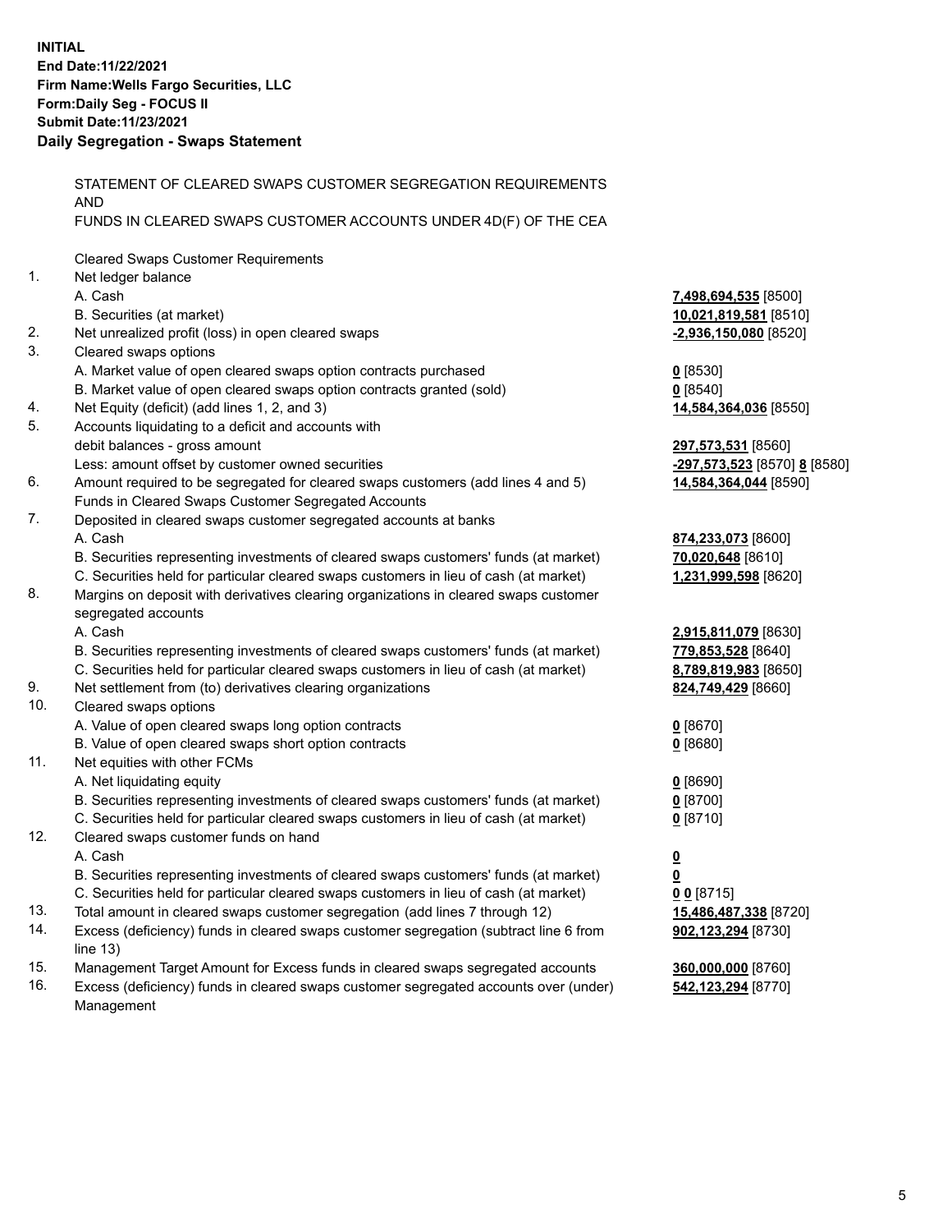**INITIAL**
**End Date:11/22/2021**
**Firm Name:Wells Fargo Securities, LLC**
**Form:Daily Seg - FOCUS II**
**Submit Date:11/23/2021**
**Daily Segregation - Swaps Statement**

STATEMENT OF CLEARED SWAPS CUSTOMER SEGREGATION REQUIREMENTS AND
FUNDS IN CLEARED SWAPS CUSTOMER ACCOUNTS UNDER 4D(F) OF THE CEA

| | | |
|---|---|---|
| | Cleared Swaps Customer Requirements | |
| 1. | Net ledger balance | |
| | A. Cash | **7,498,694,535** [8500] |
| | B. Securities (at market) | **10,021,819,581** [8510] |
| 2. | Net unrealized profit (loss) in open cleared swaps | **-2,936,150,080** [8520] |
| 3. | Cleared swaps options | |
| | A. Market value of open cleared swaps option contracts purchased | **0** [8530] |
| | B. Market value of open cleared swaps option contracts granted (sold) | **0** [8540] |
| 4. | Net Equity (deficit) (add lines 1, 2, and 3) | **14,584,364,036** [8550] |
| 5. | Accounts liquidating to a deficit and accounts with | |
| | debit balances - gross amount | **297,573,531** [8560] |
| | Less: amount offset by customer owned securities | **-297,573,523** [8570] **8** [8580] |
| 6. | Amount required to be segregated for cleared swaps customers (add lines 4 and 5) | **14,584,364,044** [8590] |
| | Funds in Cleared Swaps Customer Segregated Accounts | |
| 7. | Deposited in cleared swaps customer segregated accounts at banks | |
| | A. Cash | **874,233,073** [8600] |
| | B. Securities representing investments of cleared swaps customers' funds (at market) | **70,020,648** [8610] |
| | C. Securities held for particular cleared swaps customers in lieu of cash (at market) | **1,231,999,598** [8620] |
| 8. | Margins on deposit with derivatives clearing organizations in cleared swaps customer segregated accounts | |
| | A. Cash | **2,915,811,079** [8630] |
| | B. Securities representing investments of cleared swaps customers' funds (at market) | **779,853,528** [8640] |
| | C. Securities held for particular cleared swaps customers in lieu of cash (at market) | **8,789,819,983** [8650] |
| 9. | Net settlement from (to) derivatives clearing organizations | **824,749,429** [8660] |
| 10. | Cleared swaps options | |
| | A. Value of open cleared swaps long option contracts | **0** [8670] |
| | B. Value of open cleared swaps short option contracts | **0** [8680] |
| 11. | Net equities with other FCMs | |
| | A. Net liquidating equity | **0** [8690] |
| | B. Securities representing investments of cleared swaps customers' funds (at market) | **0** [8700] |
| | C. Securities held for particular cleared swaps customers in lieu of cash (at market) | **0** [8710] |
| 12. | Cleared swaps customer funds on hand | |
| | A. Cash | **0** |
| | B. Securities representing investments of cleared swaps customers' funds (at market) | **0** |
| | C. Securities held for particular cleared swaps customers in lieu of cash (at market) | **0** **0** [8715] |
| 13. | Total amount in cleared swaps customer segregation (add lines 7 through 12) | **15,486,487,338** [8720] |
| 14. | Excess (deficiency) funds in cleared swaps customer segregation (subtract line 6 from line 13) | **902,123,294** [8730] |
| 15. | Management Target Amount for Excess funds in cleared swaps segregated accounts | **360,000,000** [8760] |
| 16. | Excess (deficiency) funds in cleared swaps customer segregated accounts over (under) Management | **542,123,294** [8770] |